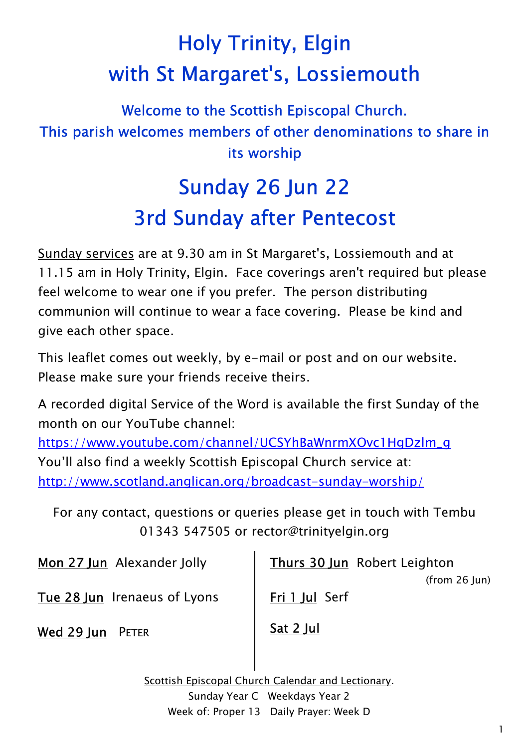# Holy Trinity, Elgin
# with St Margaret's, Lossiemouth

### Welcome to the Scottish Episcopal Church.
### This parish welcomes members of other denominations to share in its worship

# Sunday 26 Jun 22
# 3rd Sunday after Pentecost

Sunday services are at 9.30 am in St Margaret's, Lossiemouth and at 11.15 am in Holy Trinity, Elgin. Face coverings aren't required but please feel welcome to wear one if you prefer. The person distributing communion will continue to wear a face covering. Please be kind and give each other space.

This leaflet comes out weekly, by e-mail or post and on our website. Please make sure your friends receive theirs.

A recorded digital Service of the Word is available the first Sunday of the month on our YouTube channel:
https://www.youtube.com/channel/UCSYhBaWnrmXOvc1HgDzlm_g
You'll also find a weekly Scottish Episcopal Church service at:
http://www.scotland.anglican.org/broadcast-sunday-worship/

For any contact, questions or queries please get in touch with Tembu 01343 547505 or rector@trinityelgin.org

Mon 27 Jun Alexander Jolly

Tue 28 Jun Irenaeus of Lyons

Wed 29 Jun PETER

Thurs 30 Jun Robert Leighton (from 26 Jun)

Fri 1 Jul Serf

Sat 2 Jul

Scottish Episcopal Church Calendar and Lectionary.
Sunday Year C Weekdays Year 2
Week of: Proper 13 Daily Prayer: Week D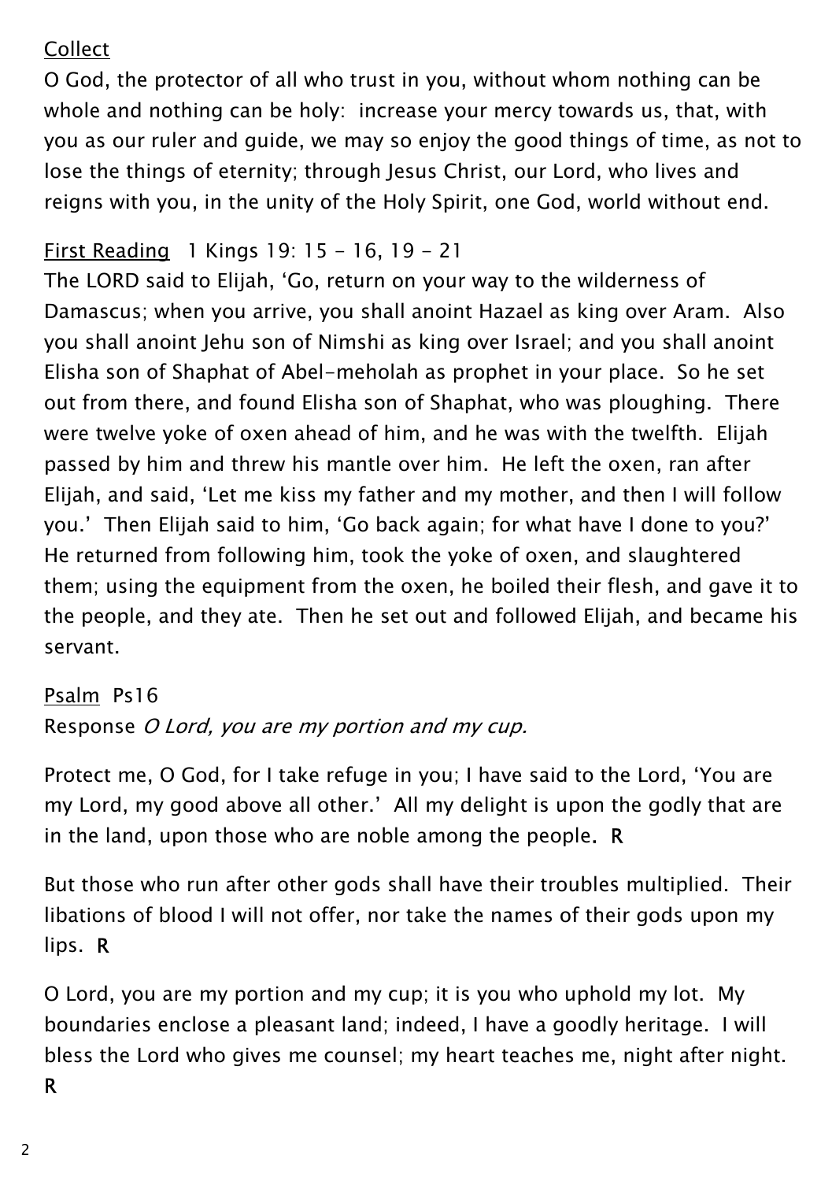Collect

O God, the protector of all who trust in you, without whom nothing can be whole and nothing can be holy: increase your mercy towards us, that, with you as our ruler and guide, we may so enjoy the good things of time, as not to lose the things of eternity; through Jesus Christ, our Lord, who lives and reigns with you, in the unity of the Holy Spirit, one God, world without end.

First Reading 1 Kings 19: 15 - 16, 19 - 21

The LORD said to Elijah, 'Go, return on your way to the wilderness of Damascus; when you arrive, you shall anoint Hazael as king over Aram. Also you shall anoint Jehu son of Nimshi as king over Israel; and you shall anoint Elisha son of Shaphat of Abel-meholah as prophet in your place. So he set out from there, and found Elisha son of Shaphat, who was ploughing. There were twelve yoke of oxen ahead of him, and he was with the twelfth. Elijah passed by him and threw his mantle over him. He left the oxen, ran after Elijah, and said, 'Let me kiss my father and my mother, and then I will follow you.' Then Elijah said to him, 'Go back again; for what have I done to you?' He returned from following him, took the yoke of oxen, and slaughtered them; using the equipment from the oxen, he boiled their flesh, and gave it to the people, and they ate. Then he set out and followed Elijah, and became his servant.

Psalm Ps16

Response *O Lord, you are my portion and my cup.*

Protect me, O God, for I take refuge in you; I have said to the Lord, 'You are my Lord, my good above all other.' All my delight is upon the godly that are in the land, upon those who are noble among the people. **R**

But those who run after other gods shall have their troubles multiplied. Their libations of blood I will not offer, nor take the names of their gods upon my lips. **R**

O Lord, you are my portion and my cup; it is you who uphold my lot. My boundaries enclose a pleasant land; indeed, I have a goodly heritage. I will bless the Lord who gives me counsel; my heart teaches me, night after night. **R**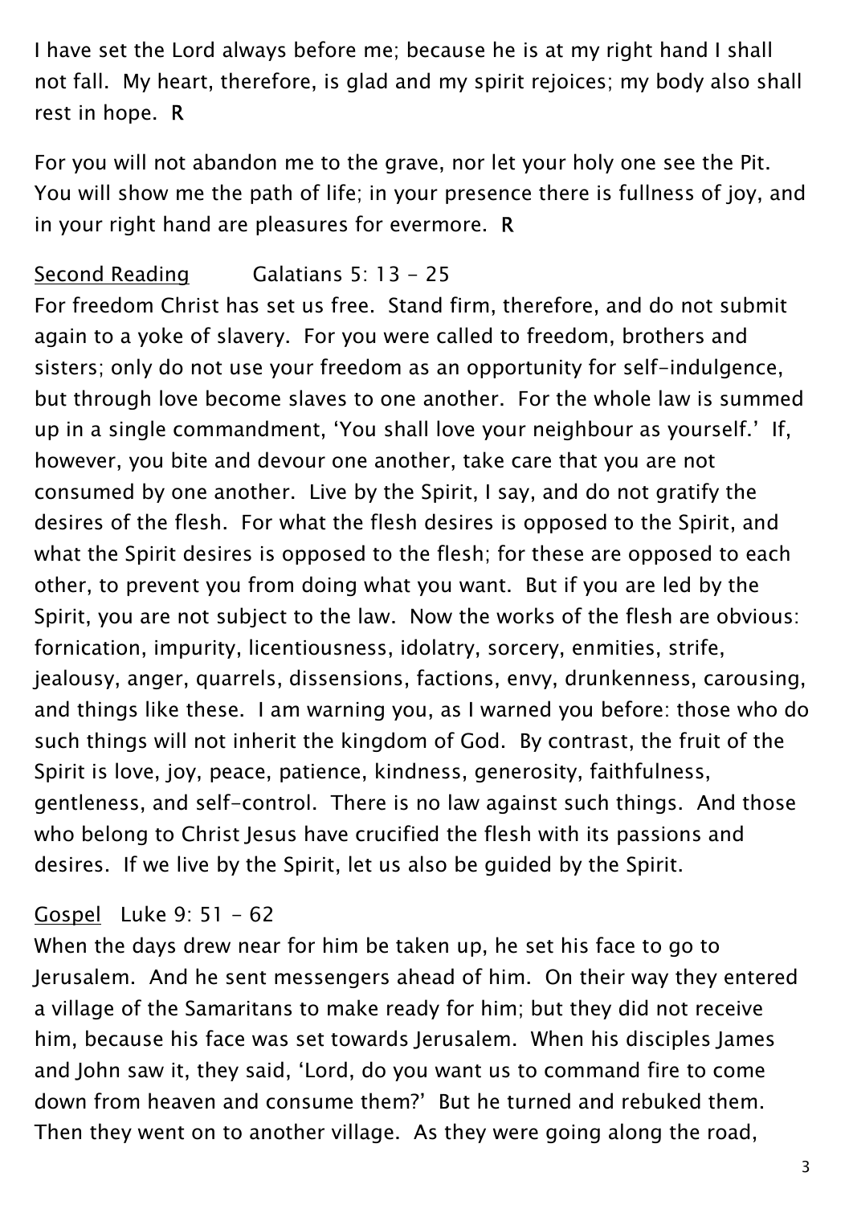I have set the Lord always before me; because he is at my right hand I shall not fall. My heart, therefore, is glad and my spirit rejoices; my body also shall rest in hope. **R**

For you will not abandon me to the grave, nor let your holy one see the Pit. You will show me the path of life; in your presence there is fullness of joy, and in your right hand are pleasures for evermore. **R**

<u>Second Reading</u> Galatians 5: 13 - 25

For freedom Christ has set us free. Stand firm, therefore, and do not submit again to a yoke of slavery. For you were called to freedom, brothers and sisters; only do not use your freedom as an opportunity for self-indulgence, but through love become slaves to one another. For the whole law is summed up in a single commandment, 'You shall love your neighbour as yourself.' If, however, you bite and devour one another, take care that you are not consumed by one another. Live by the Spirit, I say, and do not gratify the desires of the flesh. For what the flesh desires is opposed to the Spirit, and what the Spirit desires is opposed to the flesh; for these are opposed to each other, to prevent you from doing what you want. But if you are led by the Spirit, you are not subject to the law. Now the works of the flesh are obvious: fornication, impurity, licentiousness, idolatry, sorcery, enmities, strife, jealousy, anger, quarrels, dissensions, factions, envy, drunkenness, carousing, and things like these. I am warning you, as I warned you before: those who do such things will not inherit the kingdom of God. By contrast, the fruit of the Spirit is love, joy, peace, patience, kindness, generosity, faithfulness, gentleness, and self-control. There is no law against such things. And those who belong to Christ Jesus have crucified the flesh with its passions and desires. If we live by the Spirit, let us also be guided by the Spirit.

<u>Gospel</u> Luke 9: 51 - 62

When the days drew near for him be taken up, he set his face to go to Jerusalem. And he sent messengers ahead of him. On their way they entered a village of the Samaritans to make ready for him; but they did not receive him, because his face was set towards Jerusalem. When his disciples James and John saw it, they said, 'Lord, do you want us to command fire to come down from heaven and consume them?' But he turned and rebuked them. Then they went on to another village. As they were going along the road,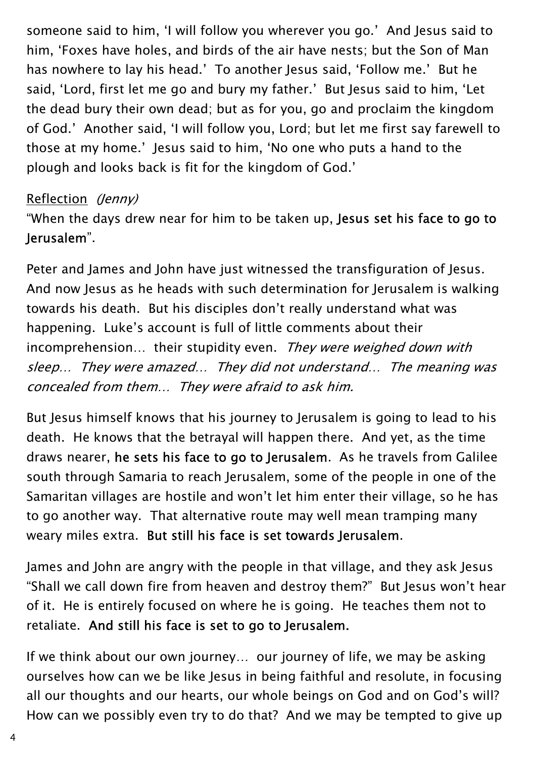someone said to him, 'I will follow you wherever you go.' And Jesus said to him, 'Foxes have holes, and birds of the air have nests; but the Son of Man has nowhere to lay his head.' To another Jesus said, 'Follow me.' But he said, 'Lord, first let me go and bury my father.' But Jesus said to him, 'Let the dead bury their own dead; but as for you, go and proclaim the kingdom of God.' Another said, 'I will follow you, Lord; but let me first say farewell to those at my home.' Jesus said to him, 'No one who puts a hand to the plough and looks back is fit for the kingdom of God.'

<u>Reflection</u> *(Jenny)*

"When the days drew near for him to be taken up, **Jesus set his face to go to Jerusalem**".

Peter and James and John have just witnessed the transfiguration of Jesus. And now Jesus as he heads with such determination for Jerusalem is walking towards his death. But his disciples don't really understand what was happening. Luke's account is full of little comments about their incomprehension… their stupidity even. *They were weighed down with sleep… They were amazed… They did not understand… The meaning was concealed from them… They were afraid to ask him.*

But Jesus himself knows that his journey to Jerusalem is going to lead to his death. He knows that the betrayal will happen there. And yet, as the time draws nearer, **he sets his face to go to Jerusalem**. As he travels from Galilee south through Samaria to reach Jerusalem, some of the people in one of the Samaritan villages are hostile and won't let him enter their village, so he has to go another way. That alternative route may well mean tramping many weary miles extra. **But still his face is set towards Jerusalem**.

James and John are angry with the people in that village, and they ask Jesus "Shall we call down fire from heaven and destroy them?" But Jesus won't hear of it. He is entirely focused on where he is going. He teaches them not to retaliate. **And still his face is set to go to Jerusalem.**

If we think about our own journey… our journey of life, we may be asking ourselves how can we be like Jesus in being faithful and resolute, in focusing all our thoughts and our hearts, our whole beings on God and on God's will? How can we possibly even try to do that? And we may be tempted to give up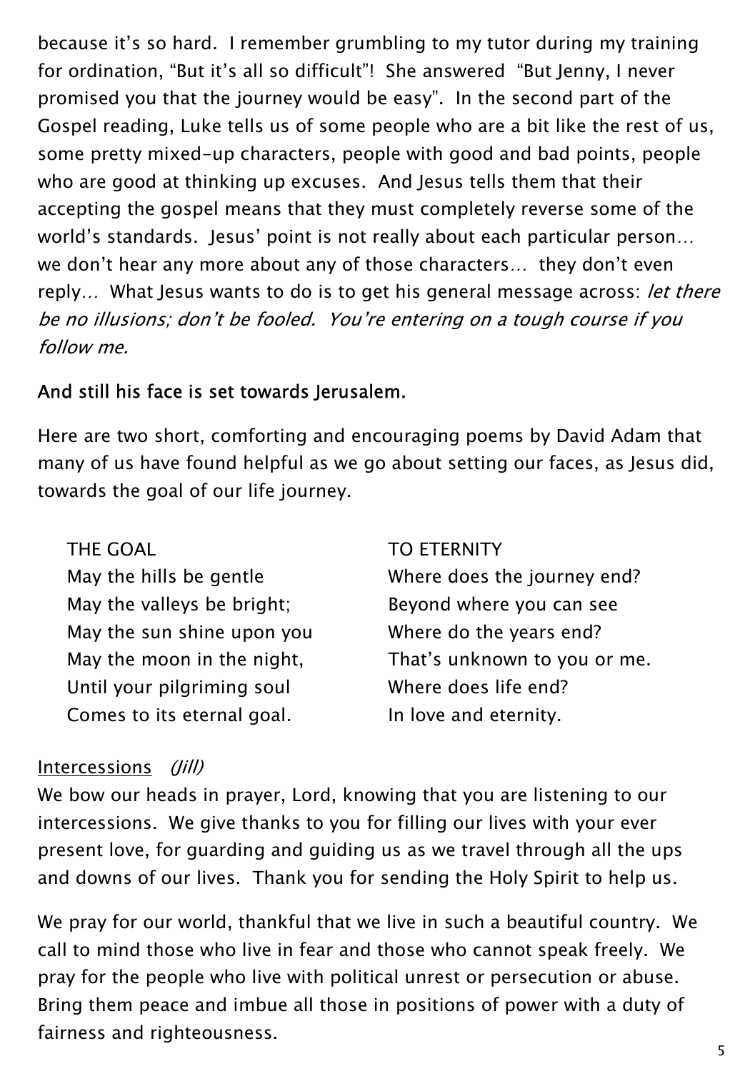because it's so hard. I remember grumbling to my tutor during my training for ordination, "But it's all so difficult"! She answered "But Jenny, I never promised you that the journey would be easy". In the second part of the Gospel reading, Luke tells us of some people who are a bit like the rest of us, some pretty mixed-up characters, people with good and bad points, people who are good at thinking up excuses. And Jesus tells them that their accepting the gospel means that they must completely reverse some of the world's standards. Jesus' point is not really about each particular person… we don't hear any more about any of those characters… they don't even reply… What Jesus wants to do is to get his general message across: *let there be no illusions; don't be fooled. You're entering on a tough course if you follow me.*

**And still his face is set towards Jerusalem.**

Here are two short, comforting and encouraging poems by David Adam that many of us have found helpful as we go about setting our faces, as Jesus did, towards the goal of our life journey.

THE GOAL
May the hills be gentle
May the valleys be bright;
May the sun shine upon you
May the moon in the night,
Until your pilgriming soul
Comes to its eternal goal.

TO ETERNITY
Where does the journey end?
Beyond where you can see
Where do the years end?
That's unknown to you or me.
Where does life end?
In love and eternity.

Intercessions *(Jill)*
We bow our heads in prayer, Lord, knowing that you are listening to our intercessions. We give thanks to you for filling our lives with your ever present love, for guarding and guiding us as we travel through all the ups and downs of our lives. Thank you for sending the Holy Spirit to help us.

We pray for our world, thankful that we live in such a beautiful country. We call to mind those who live in fear and those who cannot speak freely. We pray for the people who live with political unrest or persecution or abuse. Bring them peace and imbue all those in positions of power with a duty of fairness and righteousness.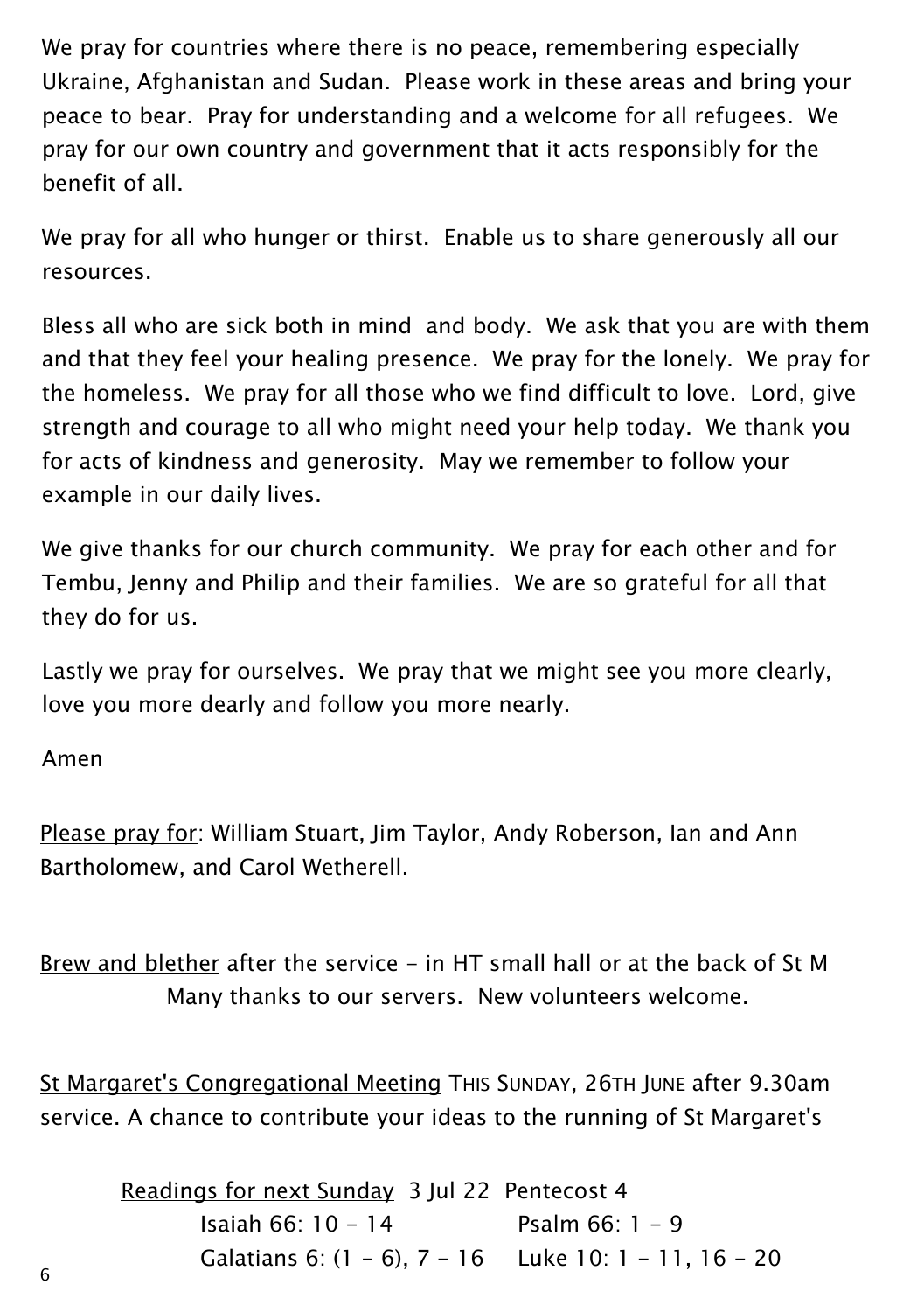We pray for countries where there is no peace, remembering especially Ukraine, Afghanistan and Sudan. Please work in these areas and bring your peace to bear. Pray for understanding and a welcome for all refugees. We pray for our own country and government that it acts responsibly for the benefit of all.

We pray for all who hunger or thirst. Enable us to share generously all our resources.

Bless all who are sick both in mind and body. We ask that you are with them and that they feel your healing presence. We pray for the lonely. We pray for the homeless. We pray for all those who we find difficult to love. Lord, give strength and courage to all who might need your help today. We thank you for acts of kindness and generosity. May we remember to follow your example in our daily lives.

We give thanks for our church community. We pray for each other and for Tembu, Jenny and Philip and their families. We are so grateful for all that they do for us.

Lastly we pray for ourselves. We pray that we might see you more clearly, love you more dearly and follow you more nearly.

Amen

<u>Please pray for</u>: William Stuart, Jim Taylor, Andy Roberson, Ian and Ann Bartholomew, and Carol Wetherell.

<u>Brew and blether</u> after the service - in HT small hall or at the back of St M
Many thanks to our servers. New volunteers welcome.

<u>St Margaret's Congregational Meeting</u> THIS SUNDAY, 26TH JUNE after 9.30am service. A chance to contribute your ideas to the running of St Margaret's

<u>Readings for next Sunday</u> 3 Jul 22 Pentecost 4

Isaiah 66: 10 - 14 Psalm 66: 1 - 9

Galatians 6: (1 - 6), 7 - 16 Luke 10: 1 - 11, 16 - 20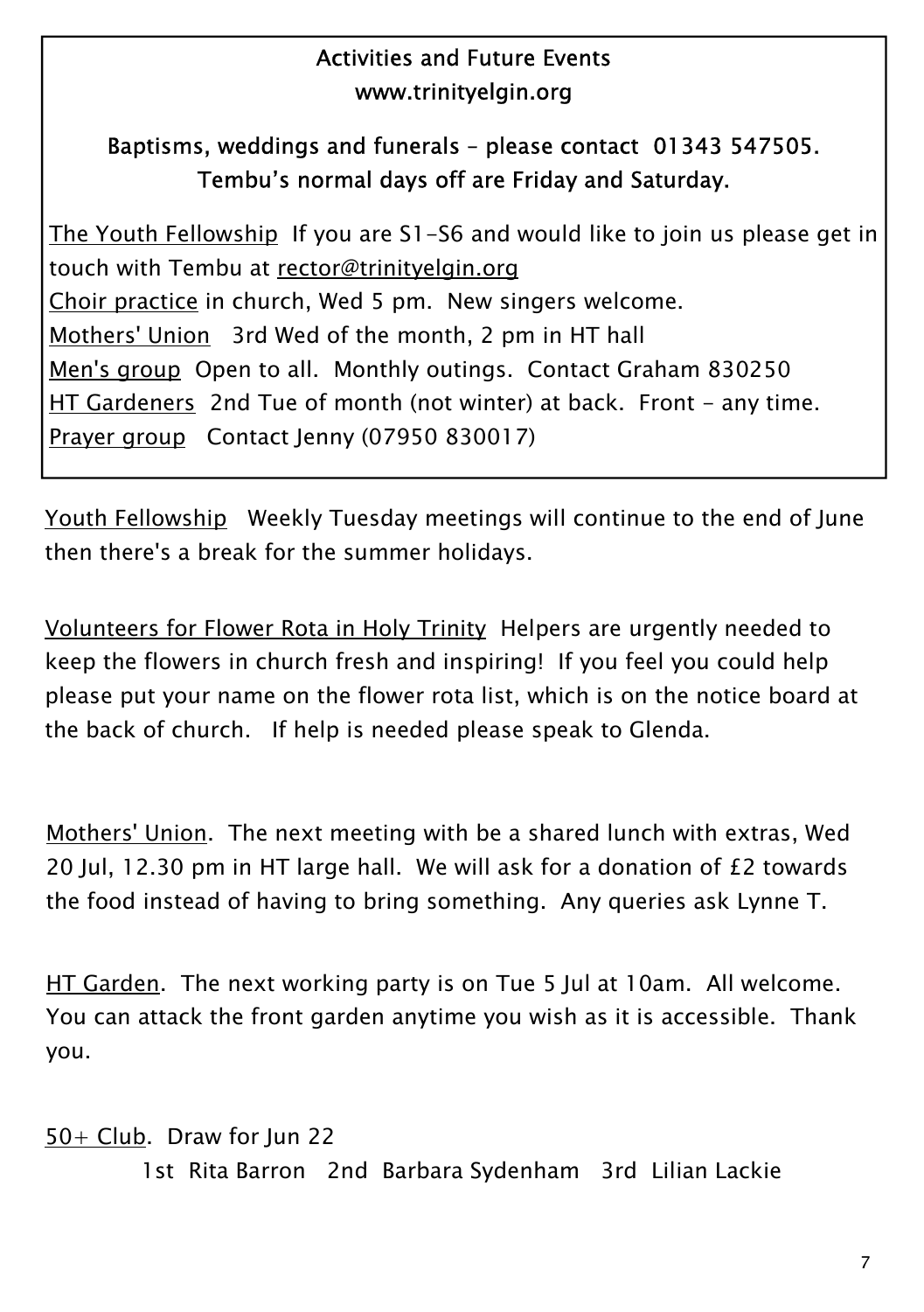## Activities and Future Events

### www.trinityelgin.org

### Baptisms, weddings and funerals – please contact 01343 547505.
### Tembu's normal days off are Friday and Saturday.

The Youth Fellowship If you are S1-S6 and would like to join us please get in touch with Tembu at rector@trinityelgin.org
Choir practice in church, Wed 5 pm. New singers welcome.
Mothers' Union 3rd Wed of the month, 2 pm in HT hall
Men's group Open to all. Monthly outings. Contact Graham 830250
HT Gardeners 2nd Tue of month (not winter) at back. Front - any time.
Prayer group Contact Jenny (07950 830017)

Youth Fellowship Weekly Tuesday meetings will continue to the end of June then there's a break for the summer holidays.

Volunteers for Flower Rota in Holy Trinity Helpers are urgently needed to keep the flowers in church fresh and inspiring! If you feel you could help please put your name on the flower rota list, which is on the notice board at the back of church. If help is needed please speak to Glenda.

Mothers' Union. The next meeting with be a shared lunch with extras, Wed 20 Jul, 12.30 pm in HT large hall. We will ask for a donation of £2 towards the food instead of having to bring something. Any queries ask Lynne T.

HT Garden. The next working party is on Tue 5 Jul at 10am. All welcome. You can attack the front garden anytime you wish as it is accessible. Thank you.

50+ Club. Draw for Jun 22

1st Rita Barron 2nd Barbara Sydenham 3rd Lilian Lackie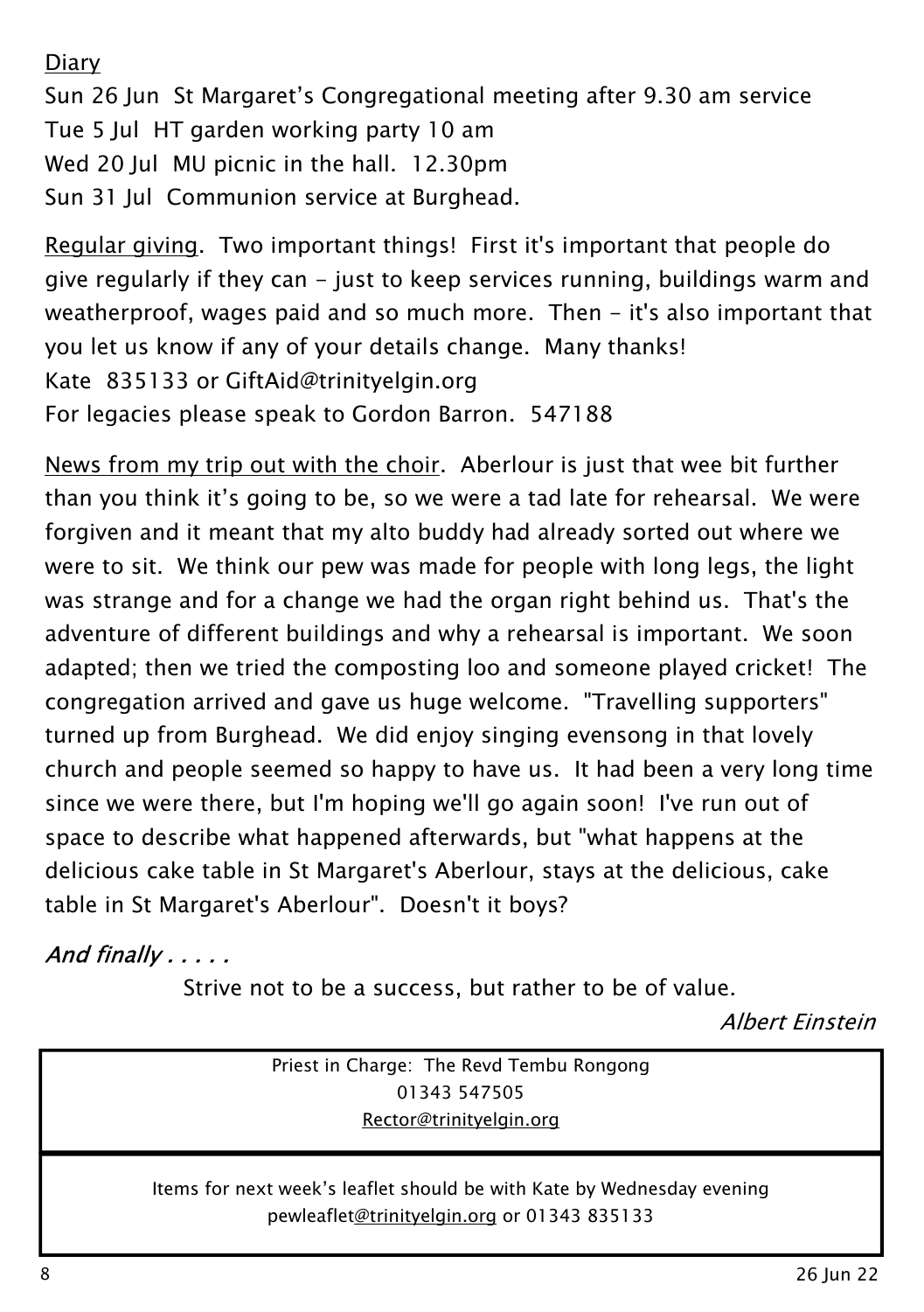Diary

Sun 26 Jun St Margaret's Congregational meeting after 9.30 am service
Tue 5 Jul HT garden working party 10 am
Wed 20 Jul MU picnic in the hall. 12.30pm
Sun 31 Jul Communion service at Burghead.

Regular giving. Two important things! First it's important that people do give regularly if they can - just to keep services running, buildings warm and weatherproof, wages paid and so much more. Then - it's also important that you let us know if any of your details change. Many thanks!
Kate 835133 or GiftAid@trinityelgin.org
For legacies please speak to Gordon Barron. 547188

News from my trip out with the choir. Aberlour is just that wee bit further than you think it's going to be, so we were a tad late for rehearsal. We were forgiven and it meant that my alto buddy had already sorted out where we were to sit. We think our pew was made for people with long legs, the light was strange and for a change we had the organ right behind us. That's the adventure of different buildings and why a rehearsal is important. We soon adapted; then we tried the composting loo and someone played cricket! The congregation arrived and gave us huge welcome. "Travelling supporters" turned up from Burghead. We did enjoy singing evensong in that lovely church and people seemed so happy to have us. It had been a very long time since we were there, but I'm hoping we'll go again soon! I've run out of space to describe what happened afterwards, but "what happens at the delicious cake table in St Margaret's Aberlour, stays at the delicious, cake table in St Margaret's Aberlour". Doesn't it boys?

*And finally . . . . .*

Strive not to be a success, but rather to be of value.

*Albert Einstein*

Priest in Charge: The Revd Tembu Rongong
01343 547505
Rector@trinityelgin.org

Items for next week's leaflet should be with Kate by Wednesday evening
pewleaflet@trinityelgin.org or 01343 835133

26 Jun 22